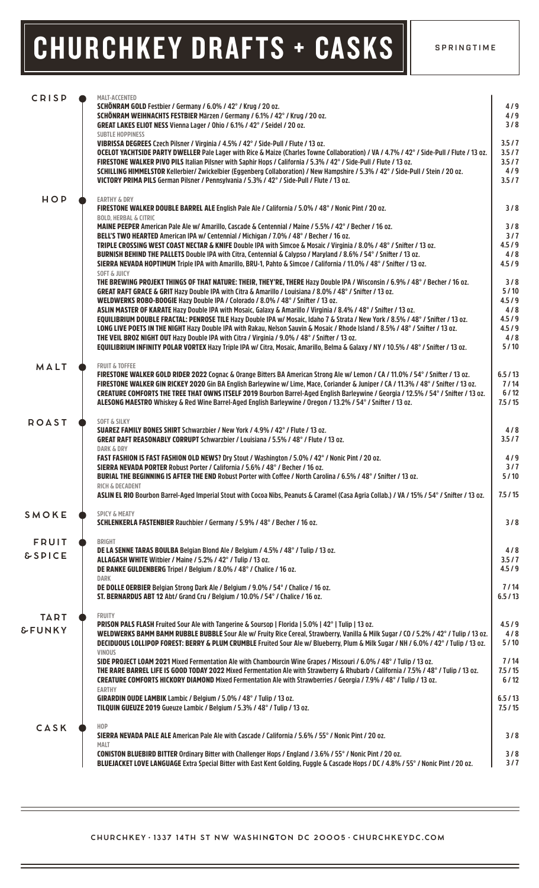# CHURCHKEY DRAFTS + CASKS

SPRINGTIME

## CRISP

**MALT-ACCENTED**

| Beer | Price |
|---|---|
| **SCHÖNRAM GOLD** Festbier / Germany / 6.0% / 42° / Krug / 20 oz. | 4 / 9 |
| **SCHÖNRAM WEIHNACHTS FESTBIER** Märzen / Germany / 6.1% / 42° / Krug / 20 oz. | 4 / 9 |
| **GREAT LAKES ELIOT NESS** Vienna Lager / Ohio / 6.1% / 42° / Seidel / 20 oz. | 3 / 8 |

**SUBTLE HOPPINESS**

| Beer | Price |
|---|---|
| **VIBRISSA DEGREES** Czech Pilsner / Virginia / 4.5% / 42° / Side-Pull / Flute / 13 oz. | 3.5 / 7 |
| **OCELOT YACHTSIDE PARTY DWELLER** Pale Lager with Rice & Maize (Charles Towne Collaboration) / VA / 4.7% / 42° / Side-Pull / Flute / 13 oz. | 3.5 / 7 |
| **FIRESTONE WALKER PIVO PILS** Italian Pilsner with Saphir Hops / California / 5.3% / 42° / Side-Pull / Flute / 13 oz. | 3.5 / 7 |
| **SCHILLING HIMMELSTOR** Kellerbier/ Zwickelbier (Eggenberg Collaboration) / New Hampshire / 5.3% / 42° / Side-Pull / Stein / 20 oz. | 4 / 9 |
| **VICTORY PRIMA PILS** German Pilsner / Pennsylvania / 5.3% / 42° / Side-Pull / Flute / 13 oz. | 3.5 / 7 |

## HOP

**EARTHY & DRY**

| Beer | Price |
|---|---|
| **FIRESTONE WALKER DOUBLE BARREL ALE** English Pale Ale / California / 5.0% / 48° / Nonic Pint / 20 oz. | 3 / 8 |

**BOLD, HERBAL & CITRIC**

| Beer | Price |
|---|---|
| **MAINE PEEPER** American Pale Ale w/ Amarillo, Cascade & Centennial / Maine / 5.5% / 42° / Becher / 16 oz. | 3 / 8 |
| **BELL'S TWO HEARTED** American IPA w/ Centennial / Michigan / 7.0% / 48° / Becher / 16 oz. | 3 / 7 |
| **TRIPLE CROSSING WEST COAST NECTAR & KNIFE** Double IPA with Simcoe & Mosaic / Virginia / 8.0% / 48° / Snifter / 13 oz. | 4.5 / 9 |
| **BURNISH BEHIND THE PALLETS** Double IPA with Citra, Centennial & Calypso / Maryland / 8.6% / 54° / Snifter / 13 oz. | 4 / 8 |
| **SIERRA NEVADA HOPTIMUM** Triple IPA with Amarillo, BRU-1, Pahto & Simcoe / California / 11.0% / 48° / Snifter / 13 oz. | 4.5 / 9 |

**SOFT & JUICY**

| Beer | Price |
|---|---|
| **THE BREWING PROJEKT THINGS OF THAT NATURE: THEIR, THEY'RE, THERE** Hazy Double IPA / Wisconsin / 6.9% / 48° / Becher / 16 oz. | 3 / 8 |
| **GREAT RAFT GRACE & GRIT** Hazy Double IPA with Citra & Amarillo / Louisiana / 8.0% / 48° / Snifter / 13 oz. | 5 / 10 |
| **WELDWERKS ROBO-BOOGIE** Hazy Double IPA / Colorado / 8.0% / 48° / Snifter / 13 oz. | 4.5 / 9 |
| **ASLIN MASTER OF KARATE** Hazy Double IPA with Mosaic, Galaxy & Amarillo / Virginia / 8.4% / 48° / Snifter / 13 oz. | 4 / 8 |
| **EQUILIBRIUM DOUBLE FRACTAL: PENROSE TILE** Hazy Double IPA w/ Mosaic, Idaho 7 & Strata / New York / 8.5% / 48° / Snifter / 13 oz. | 4.5 / 9 |
| **LONG LIVE POETS IN THE NIGHT** Hazy Double IPA with Rakau, Nelson Sauvin & Mosaic / Rhode Island / 8.5% / 48° / Snifter / 13 oz. | 4.5 / 9 |
| **THE VEIL BROZ NIGHT OUT** Hazy Double IPA with Citra / Virginia / 9.0% / 48° / Snifter / 13 oz. | 4 / 8 |
| **EQUILIBRIUM INFINITY POLAR VORTEX** Hazy Triple IPA w/ Citra, Mosaic, Amarillo, Belma & Galaxy / NY / 10.5% / 48° / Snifter / 13 oz. | 5 / 10 |

## MALT

**FRUIT & TOFFEE**

| Beer | Price |
|---|---|
| **FIRESTONE WALKER GOLD RIDER 2022** Cognac & Orange Bitters BA American Strong Ale w/ Lemon / CA / 11.0% / 54° / Snifter / 13 oz. | 6.5 / 13 |
| **FIRESTONE WALKER GIN RICKEY 2020** Gin BA English Barleywine w/ Lime, Mace, Coriander & Juniper / CA / 11.3% / 48° / Snifter / 13 oz. | 7 / 14 |
| **CREATURE COMFORTS THE TREE THAT OWNS ITSELF 2019** Bourbon Barrel-Aged English Barleywine / Georgia / 12.5% / 54° / Snifter / 13 oz. | 6 / 12 |
| **ALESONG MAESTRO** Whiskey & Red Wine Barrel-Aged English Barleywine / Oregon / 13.2% / 54° / Snifter / 13 oz. | 7.5 / 15 |

## ROAST

**SOFT & SILKY**

| Beer | Price |
|---|---|
| **SUAREZ FAMILY BONES SHIRT** Schwarzbier / New York / 4.9% / 42° / Flute / 13 oz. | 4 / 8 |
| **GREAT RAFT REASONABLY CORRUPT** Schwarzbier / Louisiana / 5.5% / 48° / Flute / 13 oz. | 3.5 / 7 |

**DARK & DRY**

| Beer | Price |
|---|---|
| **FAST FASHION IS FAST FASHION OLD NEWS?** Dry Stout / Washington / 5.0% / 42° / Nonic Pint / 20 oz. | 4 / 9 |
| **SIERRA NEVADA PORTER** Robust Porter / California / 5.6% / 48° / Becher / 16 oz. | 3 / 7 |
| **BURIAL THE BEGINNING IS AFTER THE END** Robust Porter with Coffee / North Carolina / 6.5% / 48° / Snifter / 13 oz. | 5 / 10 |

**RICH & DECADENT**

| Beer | Price |
|---|---|
| **ASLIN EL RIO** Bourbon Barrel-Aged Imperial Stout with Cocoa Nibs, Peanuts & Caramel (Casa Agria Collab.) / VA / 15% / 54° / Snifter / 13 oz. | 7.5 / 15 |

## SMOKE

**SPICY & MEATY**

| Beer | Price |
|---|---|
| **SCHLENKERLA FASTENBIER** Rauchbier / Germany / 5.9% / 48° / Becher / 16 oz. | 3 / 8 |

## FRUIT & SPICE

**BRIGHT**

| Beer | Price |
|---|---|
| **DE LA SENNE TARAS BOULBA** Belgian Blond Ale / Belgium / 4.5% / 48° / Tulip / 13 oz. | 4 / 8 |
| **ALLAGASH WHITE** Witbier / Maine / 5.2% / 42° / Tulip / 13 oz. | 3.5 / 7 |
| **DE RANKE GULDENBERG** Tripel / Belgium / 8.0% / 48° / Chalice / 16 oz. | 4.5 / 9 |

**DARK**

| Beer | Price |
|---|---|
| **DE DOLLE OERBIER** Belgian Strong Dark Ale / Belgium / 9.0% / 54° / Chalice / 16 oz. | 7 / 14 |
| **ST. BERNARDUS ABT 12** Abt/ Grand Cru / Belgium / 10.0% / 54° / Chalice / 16 oz. | 6.5 / 13 |

## TART & FUNKY

**FRUITY**

| Beer | Price |
|---|---|
| **PRISON PALS FLASH** Fruited Sour Ale with Tangerine & Soursop \| Florida \| 5.0% \| 42° \| Tulip \| 13 oz. | 4.5 / 9 |
| **WELDWERKS BAMM BAMM RUBBLE BUBBLE** Sour Ale w/ Fruity Rice Cereal, Strawberry, Vanilla & Milk Sugar / CO / 5.2% / 42° / Tulip / 13 oz. | 4 / 8 |
| **DECIDUOUS LOLLIPOP FOREST: BERRY & PLUM CRUMBLE** Fruited Sour Ale w/ Blueberry, Plum & Milk Sugar / NH / 6.0% / 42° / Tulip / 13 oz. | 5 / 10 |

**VINOUS**

| Beer | Price |
|---|---|
| **SIDE PROJECT LOAM 2021** Mixed Fermentation Ale with Chambourcin Wine Grapes / Missouri / 6.0% / 48° / Tulip / 13 oz. | 7 / 14 |
| **THE RARE BARREL LIFE IS GOOD TODAY 2022** Mixed Fermentation Ale with Strawberry & Rhubarb / California / 7.5% / 48° / Tulip / 13 oz. | 7.5 / 15 |
| **CREATURE COMFORTS HICKORY DIAMOND** Mixed Fermentation Ale with Strawberries / Georgia / 7.9% / 48° / Tulip / 13 oz. | 6 / 12 |

**EARTHY**

| Beer | Price |
|---|---|
| **GIRARDIN OUDE LAMBIK** Lambic / Belgium / 5.0% / 48° / Tulip / 13 oz. | 6.5 / 13 |
| **TILQUIN GUEUZE 2019** Gueuze Lambic / Belgium / 5.3% / 48° / Tulip / 13 oz. | 7.5 / 15 |

## CASK

**HOP**

| Beer | Price |
|---|---|
| **SIERRA NEVADA PALE ALE** American Pale Ale with Cascade / California / 5.6% / 55° / Nonic Pint / 20 oz. | 3 / 8 |

**MALT**

| Beer | Price |
|---|---|
| **CONISTON BLUEBIRD BITTER** Ordinary Bitter with Challenger Hops / England / 3.6% / 55° / Nonic Pint / 20 oz. | 3 / 8 |
| **BLUEJACKET LOVE LANGUAGE** Extra Special Bitter with East Kent Golding, Fuggle & Cascade Hops / DC / 4.8% / 55° / Nonic Pint / 20 oz. | 3 / 7 |

CHURCHKEY · 1337 14TH ST NW WASHINGTON DC 20005 · CHURCHKEYDC.COM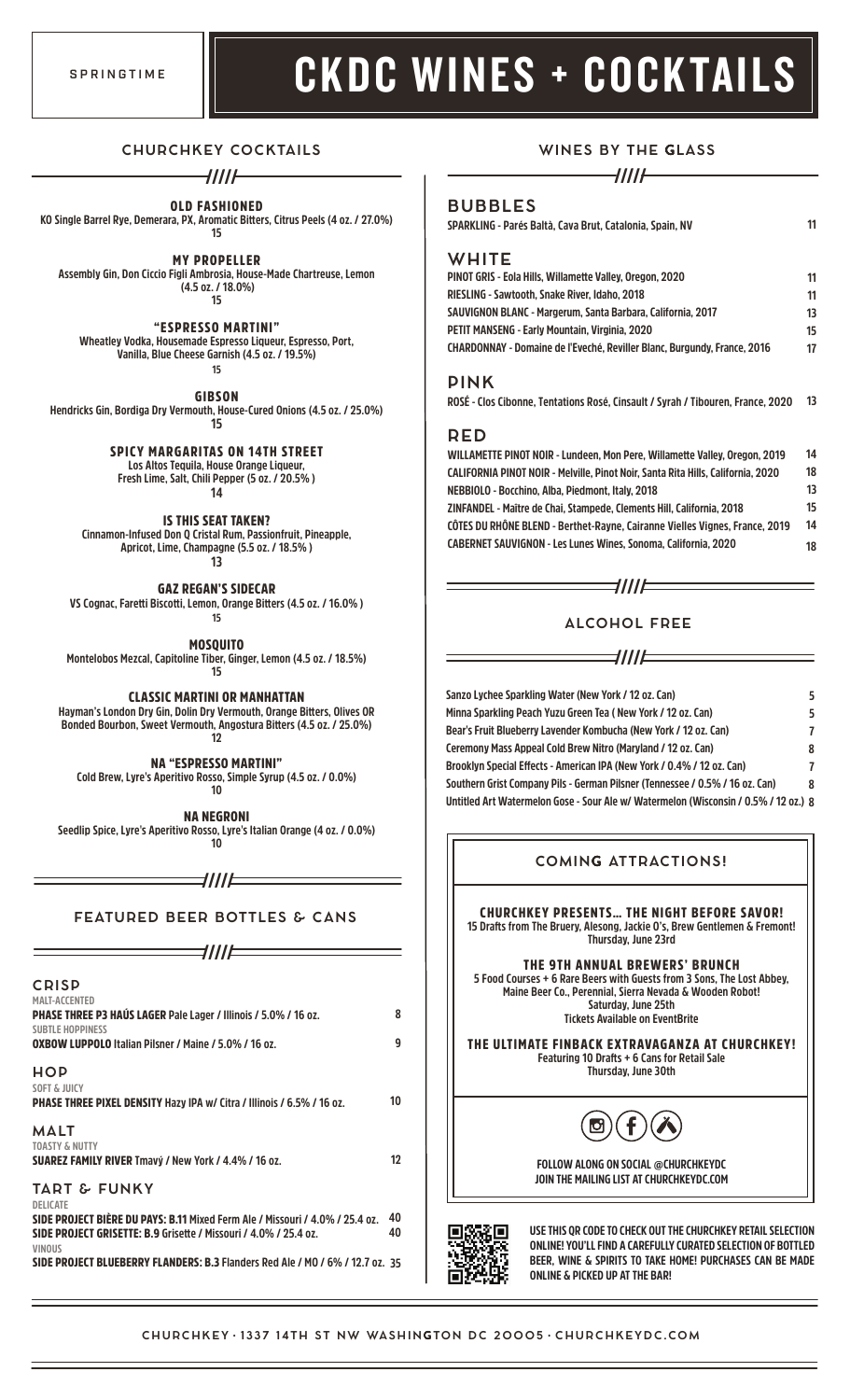SPRINGTIME

# CKDC WINES + COCKTAILS

## CHURCHKEY COCKTAILS

**OLD FASHIONED**
KO Single Barrel Rye, Demerara, PX, Aromatic Bitters, Citrus Peels (4 oz. / 27.0%)
15

**MY PROPELLER**
Assembly Gin, Don Ciccio Figli Ambrosia, House-Made Chartreuse, Lemon (4.5 oz. / 18.0%)
15

**"ESPRESSO MARTINI"**
Wheatley Vodka, Housemade Espresso Liqueur, Espresso, Port, Vanilla, Blue Cheese Garnish (4.5 oz. / 19.5%)
15

**GIBSON**
Hendricks Gin, Bordiga Dry Vermouth, House-Cured Onions (4.5 oz. / 25.0%)
15

**SPICY MARGARITAS ON 14TH STREET**
Los Altos Tequila, House Orange Liqueur, Fresh Lime, Salt, Chili Pepper (5 oz. / 20.5% )
14

**IS THIS SEAT TAKEN?**
Cinnamon-Infused Don Q Cristal Rum, Passionfruit, Pineapple, Apricot, Lime, Champagne (5.5 oz. / 18.5% )
13

**GAZ REGAN'S SIDECAR**
VS Cognac, Faretti Biscotti, Lemon, Orange Bitters (4.5 oz. / 16.0% )
15

**MOSQUITO**
Montelobos Mezcal, Capitoline Tiber, Ginger, Lemon (4.5 oz. / 18.5%)
15

**CLASSIC MARTINI OR MANHATTAN**
Hayman's London Dry Gin, Dolin Dry Vermouth, Orange Bitters, Olives OR Bonded Bourbon, Sweet Vermouth, Angostura Bitters (4.5 oz. / 25.0%)
12

**NA "ESPRESSO MARTINI"**
Cold Brew, Lyre's Aperitivo Rosso, Simple Syrup (4.5 oz. / 0.0%)
10

**NA NEGRONI**
Seedlip Spice, Lyre's Aperitivo Rosso, Lyre's Italian Orange (4 oz. / 0.0%)
10

## FEATURED BEER BOTTLES & CANS

### CRISP

MALT-ACCENTED
**PHASE THREE P3 HAÜS LAGER** Pale Lager / Illinois / 5.0% / 16 oz. — 8

SUBTLE HOPPINESS
**OXBOW LUPPOLO** Italian Pilsner / Maine / 5.0% / 16 oz. — 9

### HOP

SOFT & JUICY
**PHASE THREE PIXEL DENSITY** Hazy IPA w/ Citra / Illinois / 6.5% / 16 oz. — 10

### MALT

TOASTY & NUTTY
**SUAREZ FAMILY RIVER** Tmavý / New York / 4.4% / 16 oz. — 12

### TART & FUNKY

DELICATE
**SIDE PROJECT BIÈRE DU PAYS: B.11** Mixed Ferm Ale / Missouri / 4.0% / 25.4 oz. — 40
**SIDE PROJECT GRISETTE: B.9** Grisette / Missouri / 4.0% / 25.4 oz. — 40

VINOUS
**SIDE PROJECT BLUEBERRY FLANDERS: B.3** Flanders Red Ale / MO / 6% / 12.7 oz. — 35

## WINES BY THE GLASS

### BUBBLES

| | |
|---|---|
| SPARKLING - Parés Baltà, Cava Brut, Catalonia, Spain, NV | 11 |

### WHITE

| | |
|---|---|
| PINOT GRIS - Eola Hills, Willamette Valley, Oregon, 2020 | 11 |
| RIESLING - Sawtooth, Snake River, Idaho, 2018 | 11 |
| SAUVIGNON BLANC - Margerum, Santa Barbara, California, 2017 | 13 |
| PETIT MANSENG - Early Mountain, Virginia, 2020 | 15 |
| CHARDONNAY - Domaine de l'Eveché, Reviller Blanc, Burgundy, France, 2016 | 17 |

### PINK

| | |
|---|---|
| ROSÉ - Clos Cibonne, Tentations Rosé, Cinsault / Syrah / Tibouren, France, 2020 | 13 |

### RED

| | |
|---|---|
| WILLAMETTE PINOT NOIR - Lundeen, Mon Pere, Willamette Valley, Oregon, 2019 | 14 |
| CALIFORNIA PINOT NOIR - Melville, Pinot Noir, Santa Rita Hills, California, 2020 | 18 |
| NEBBIOLO - Bocchino, Alba, Piedmont, Italy, 2018 | 13 |
| ZINFANDEL - Maître de Chai, Stampede, Clements Hill, California, 2018 | 15 |
| CÔTES DU RHÔNE BLEND - Berthet-Rayne, Cairanne Vielles Vignes, France, 2019 | 14 |
| CABERNET SAUVIGNON - Les Lunes Wines, Sonoma, California, 2020 | 18 |

## ALCOHOL FREE

| | |
|---|---|
| Sanzo Lychee Sparkling Water (New York / 12 oz. Can) | 5 |
| Minna Sparkling Peach Yuzu Green Tea ( New York / 12 oz. Can) | 5 |
| Bear's Fruit Blueberry Lavender Kombucha (New York / 12 oz. Can) | 7 |
| Ceremony Mass Appeal Cold Brew Nitro (Maryland / 12 oz. Can) | 8 |
| Brooklyn Special Effects - American IPA (New York / 0.4% / 12 oz. Can) | 7 |
| Southern Grist Company Pils - German Pilsner (Tennessee / 0.5% / 16 oz. Can) | 8 |
| Untitled Art Watermelon Gose - Sour Ale w/ Watermelon (Wisconsin / 0.5% / 12 oz.) | 8 |

## COMING ATTRACTIONS!

**CHURCHKEY PRESENTS... THE NIGHT BEFORE SAVOR!**
15 Drafts from The Bruery, Alesong, Jackie O's, Brew Gentlemen & Fremont!
Thursday, June 23rd

**THE 9TH ANNUAL BREWERS' BRUNCH**
5 Food Courses + 6 Rare Beers with Guests from 3 Sons, The Lost Abbey, Maine Beer Co., Perennial, Sierra Nevada & Wooden Robot!
Saturday, June 25th
Tickets Available on EventBrite

**THE ULTIMATE FINBACK EXTRAVAGANZA AT CHURCHKEY!**
Featuring 10 Drafts + 6 Cans for Retail Sale
Thursday, June 30th

FOLLOW ALONG ON SOCIAL @CHURCHKEYDC
JOIN THE MAILING LIST AT CHURCHKEYDC.COM

USE THIS QR CODE TO CHECK OUT THE CHURCHKEY RETAIL SELECTION ONLINE! YOU'LL FIND A CAREFULLY CURATED SELECTION OF BOTTLED BEER, WINE & SPIRITS TO TAKE HOME! PURCHASES CAN BE MADE ONLINE & PICKED UP AT THE BAR!

CHURCHKEY · 1337 14TH ST NW WASHINGTON DC 20005 · CHURCHKEYDC.COM